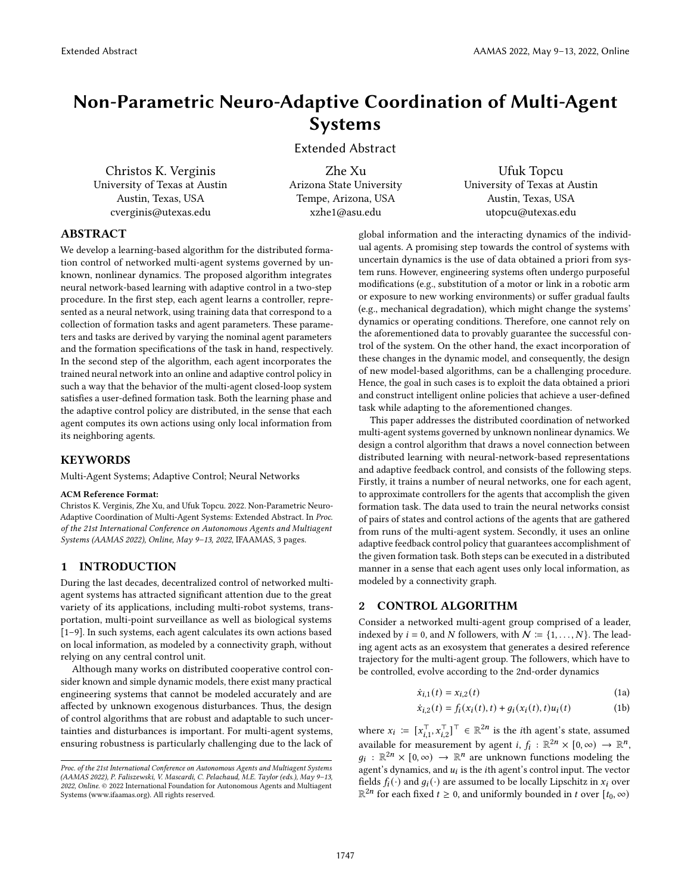# Non-Parametric Neuro-Adaptive Coordination of Multi-Agent Systems

Extended Abstract

Christos K. Verginis
University of Texas at Austin
Austin, Texas, USA
cverginis@utexas.edu

Zhe Xu
Arizona State University
Tempe, Arizona, USA
xzhe1@asu.edu

Ufuk Topcu
University of Texas at Austin
Austin, Texas, USA
utopcu@utexas.edu

## ABSTRACT

We develop a learning-based algorithm for the distributed formation control of networked multi-agent systems governed by unknown, nonlinear dynamics. The proposed algorithm integrates neural network-based learning with adaptive control in a two-step procedure. In the first step, each agent learns a controller, represented as a neural network, using training data that correspond to a collection of formation tasks and agent parameters. These parameters and tasks are derived by varying the nominal agent parameters and the formation specifications of the task in hand, respectively. In the second step of the algorithm, each agent incorporates the trained neural network into an online and adaptive control policy in such a way that the behavior of the multi-agent closed-loop system satisfies a user-defined formation task. Both the learning phase and the adaptive control policy are distributed, in the sense that each agent computes its own actions using only local information from its neighboring agents.

## KEYWORDS

Multi-Agent Systems; Adaptive Control; Neural Networks

**ACM Reference Format:**
Christos K. Verginis, Zhe Xu, and Ufuk Topcu. 2022. Non-Parametric Neuro-Adaptive Coordination of Multi-Agent Systems: Extended Abstract. In *Proc. of the 21st International Conference on Autonomous Agents and Multiagent Systems (AAMAS 2022), Online, May 9–13, 2022*, IFAAMAS, 3 pages.

## 1 INTRODUCTION

During the last decades, decentralized control of networked multi-agent systems has attracted significant attention due to the great variety of its applications, including multi-robot systems, transportation, multi-point surveillance as well as biological systems [1–9]. In such systems, each agent calculates its own actions based on local information, as modeled by a connectivity graph, without relying on any central control unit.

Although many works on distributed cooperative control consider known and simple dynamic models, there exist many practical engineering systems that cannot be modeled accurately and are affected by unknown exogenous disturbances. Thus, the design of control algorithms that are robust and adaptable to such uncertainties and disturbances is important. For multi-agent systems, ensuring robustness is particularly challenging due to the lack of global information and the interacting dynamics of the individual agents. A promising step towards the control of systems with uncertain dynamics is the use of data obtained a priori from system runs. However, engineering systems often undergo purposeful modifications (e.g., substitution of a motor or link in a robotic arm or exposure to new working environments) or suffer gradual faults (e.g., mechanical degradation), which might change the systems' dynamics or operating conditions. Therefore, one cannot rely on the aforementioned data to provably guarantee the successful control of the system. On the other hand, the exact incorporation of these changes in the dynamic model, and consequently, the design of new model-based algorithms, can be a challenging procedure. Hence, the goal in such cases is to exploit the data obtained a priori and construct intelligent online policies that achieve a user-defined task while adapting to the aforementioned changes.

This paper addresses the distributed coordination of networked multi-agent systems governed by unknown nonlinear dynamics. We design a control algorithm that draws a novel connection between distributed learning with neural-network-based representations and adaptive feedback control, and consists of the following steps. Firstly, it trains a number of neural networks, one for each agent, to approximate controllers for the agents that accomplish the given formation task. The data used to train the neural networks consist of pairs of states and control actions of the agents that are gathered from runs of the multi-agent system. Secondly, it uses an online adaptive feedback control policy that guarantees accomplishment of the given formation task. Both steps can be executed in a distributed manner in a sense that each agent uses only local information, as modeled by a connectivity graph.

## 2 CONTROL ALGORITHM

Consider a networked multi-agent group comprised of a leader, indexed by $i = 0$, and $N$ followers, with $\mathcal{N} \coloneqq \{1, \dots, N\}$. The leading agent acts as an exosystem that generates a desired reference trajectory for the multi-agent group. The followers, which have to be controlled, evolve according to the 2nd-order dynamics

$$\dot{x}_{i,1}(t) = x_{i,2}(t) \tag{1a}$$

$$\dot{x}_{i,2}(t) = f_i(x_i(t), t) + g_i(x_i(t), t)u_i(t) \tag{1b}$$

where $x_i \coloneqq [x_{i,1}^\top, x_{i,2}^\top]^\top \in \mathbb{R}^{2n}$ is the $i$th agent's state, assumed available for measurement by agent $i$, $f_i : \mathbb{R}^{2n} \times [0, \infty) \to \mathbb{R}^n$, $g_i : \mathbb{R}^{2n} \times [0, \infty) \to \mathbb{R}^n$ are unknown functions modeling the agent's dynamics, and $u_i$ is the $i$th agent's control input. The vector fields $f_i(\cdot)$ and $g_i(\cdot)$ are assumed to be locally Lipschitz in $x_i$ over $\mathbb{R}^{2n}$ for each fixed $t \geq 0$, and uniformly bounded in $t$ over $[t_0, \infty)$

*Proc. of the 21st International Conference on Autonomous Agents and Multiagent Systems (AAMAS 2022), P. Faliszewski, V. Mascardi, C. Pelachaud, M.E. Taylor (eds.), May 9–13, 2022, Online.* © 2022 International Foundation for Autonomous Agents and Multiagent Systems (www.ifaamas.org). All rights reserved.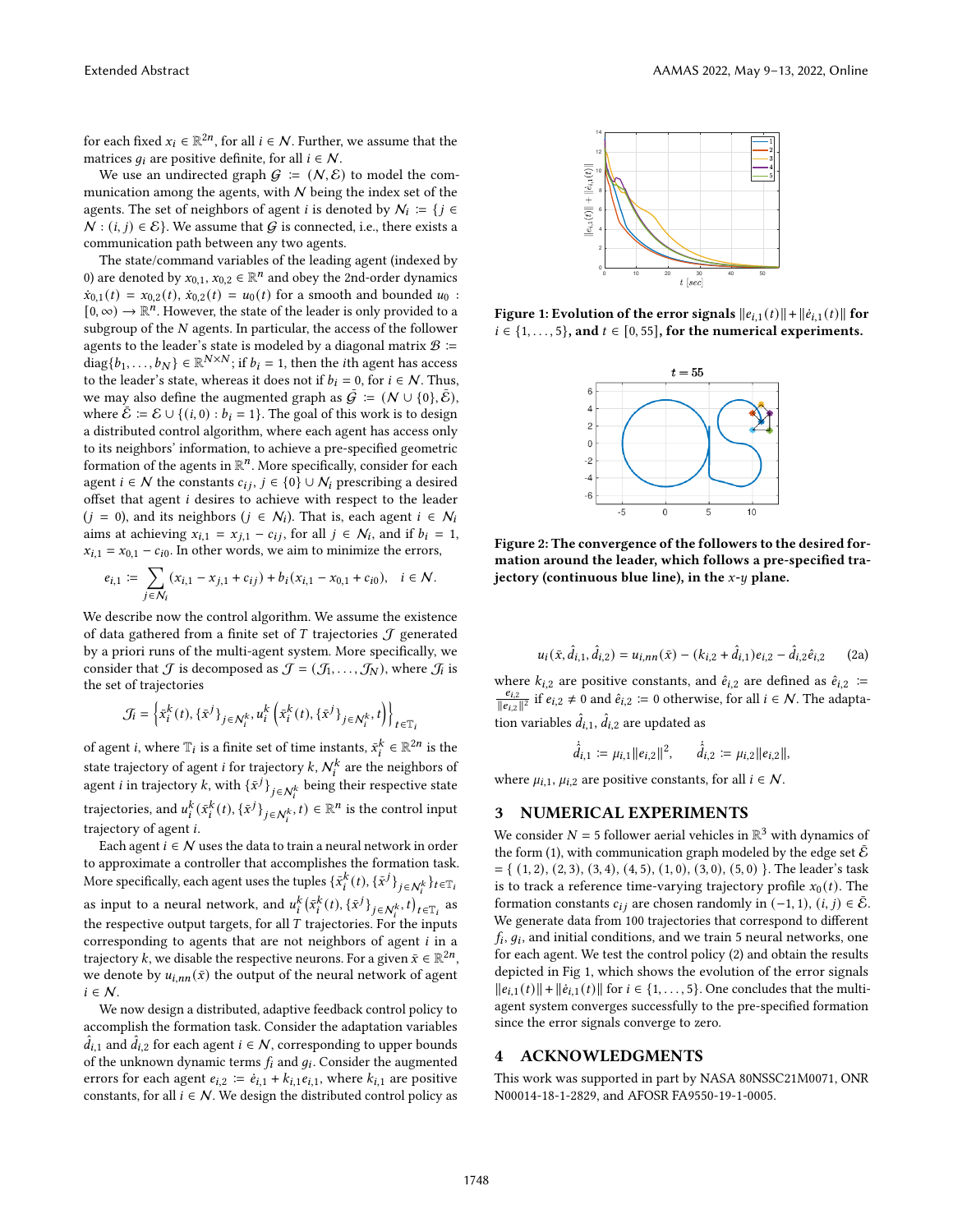for each fixed $x_i \in \mathbb{R}^{2n}$, for all $i \in \mathcal{N}$. Further, we assume that the matrices $g_i$ are positive definite, for all $i \in \mathcal{N}$.

We use an undirected graph $\mathcal{G} := (\mathcal{N}, \mathcal{E})$ to model the communication among the agents, with $\mathcal{N}$ being the index set of the agents. The set of neighbors of agent $i$ is denoted by $\mathcal{N}_i := \{j \in \mathcal{N} : (i,j) \in \mathcal{E}\}$. We assume that $\mathcal{G}$ is connected, i.e., there exists a communication path between any two agents.

The state/command variables of the leading agent (indexed by 0) are denoted by $x_{0,1}, x_{0,2} \in \mathbb{R}^n$ and obey the 2nd-order dynamics $\dot{x}_{0,1}(t) = x_{0,2}(t)$, $\dot{x}_{0,2}(t) = u_0(t)$ for a smooth and bounded $u_0 : [0,\infty) \to \mathbb{R}^n$. However, the state of the leader is only provided to a subgroup of the $N$ agents. In particular, the access of the follower agents to the leader's state is modeled by a diagonal matrix $\mathcal{B} := \text{diag}\{b_1, \dots, b_N\} \in \mathbb{R}^{N \times N}$; if $b_i = 1$, then the $i$th agent has access to the leader's state, whereas it does not if $b_i = 0$, for $i \in \mathcal{N}$. Thus, we may also define the augmented graph as $\bar{\mathcal{G}} := (\mathcal{N} \cup \{0\}, \bar{\mathcal{E}})$, where $\bar{\mathcal{E}} := \mathcal{E} \cup \{(i,0) : b_i = 1\}$. The goal of this work is to design a distributed control algorithm, where each agent has access only to its neighbors' information, to achieve a pre-specified geometric formation of the agents in $\mathbb{R}^n$. More specifically, consider for each agent $i \in \mathcal{N}$ the constants $c_{ij}$, $j \in \{0\} \cup \mathcal{N}_i$ prescribing a desired offset that agent $i$ desires to achieve with respect to the leader ($j = 0$), and its neighbors ($j \in \mathcal{N}_i$). That is, each agent $i \in \mathcal{N}_i$ aims at achieving $x_{i,1} = x_{j,1} - c_{ij}$, for all $j \in \mathcal{N}_i$, and if $b_i = 1$, $x_{i,1} = x_{0,1} - c_{i0}$. In other words, we aim to minimize the errors,

$$e_{i,1} := \sum_{j \in \mathcal{N}_i} (x_{i,1} - x_{j,1} + c_{ij}) + b_i(x_{i,1} - x_{0,1} + c_{i0}), \quad i \in \mathcal{N}.$$

We describe now the control algorithm. We assume the existence of data gathered from a finite set of $T$ trajectories $\mathcal{J}$ generated by a priori runs of the multi-agent system. More specifically, we consider that $\mathcal{J}$ is decomposed as $\mathcal{J} = (\mathcal{J}_1, \dots, \mathcal{J}_N)$, where $\mathcal{J}_i$ is the set of trajectories

$$\mathcal{J}_i = \left\{ \bar{x}_i^k(t), \{\bar{x}^j\}_{j \in \mathcal{N}_i^k}, u_i^k\left(\bar{x}_i^k(t), \{\bar{x}^j\}_{j \in \mathcal{N}_i^k}, t\right) \right\}_{t \in \mathbb{T}_i}$$

of agent $i$, where $\mathbb{T}_i$ is a finite set of time instants, $\bar{x}_i^k \in \mathbb{R}^{2n}$ is the state trajectory of agent $i$ for trajectory $k$, $\mathcal{N}_i^k$ are the neighbors of agent $i$ in trajectory $k$, with $\{\bar{x}^j\}_{j \in \mathcal{N}_i^k}$ being their respective state trajectories, and $u_i^k(\bar{x}_i^k(t), \{\bar{x}^j\}_{j \in \mathcal{N}_i^k}, t) \in \mathbb{R}^n$ is the control input trajectory of agent $i$.

Each agent $i \in \mathcal{N}$ uses the data to train a neural network in order to approximate a controller that accomplishes the formation task. More specifically, each agent uses the tuples $\{\bar{x}_i^k(t), \{\bar{x}^j\}_{j \in \mathcal{N}_i^k}\}_{t \in \mathbb{T}_i}$ as input to a neural network, and $u_i^k(\bar{x}_i^k(t), \{\bar{x}^j\}_{j \in \mathcal{N}_i^k}, t)_{t \in \mathbb{T}_i}$ as the respective output targets, for all $T$ trajectories. For the inputs corresponding to agents that are not neighbors of agent $i$ in a trajectory $k$, we disable the respective neurons. For a given $\bar{x} \in \mathbb{R}^{2n}$, we denote by $u_{i,nn}(\bar{x})$ the output of the neural network of agent $i \in \mathcal{N}$.

We now design a distributed, adaptive feedback control policy to accomplish the formation task. Consider the adaptation variables $\hat{d}_{i,1}$ and $\hat{d}_{i,2}$ for each agent $i \in \mathcal{N}$, corresponding to upper bounds of the unknown dynamic terms $f_i$ and $g_i$. Consider the augmented errors for each agent $e_{i,2} := \dot{e}_{i,1} + k_{i,1} e_{i,1}$, where $k_{i,1}$ are positive constants, for all $i \in \mathcal{N}$. We design the distributed control policy as

$$u_i(\bar{x}, \hat{d}_{i,1}, \hat{d}_{i,2}) = u_{i,nn}(\bar{x}) - (k_{i,2} + \hat{d}_{i,1}) e_{i,2} - \hat{d}_{i,2} \hat{e}_{i,2} \qquad \text{(2a)}$$

where $k_{i,2}$ are positive constants, and $\hat{e}_{i,2}$ are defined as $\hat{e}_{i,2} := \frac{e_{i,2}}{\|e_{i,2}\|^2}$ if $e_{i,2} \neq 0$ and $\hat{e}_{i,2} := 0$ otherwise, for all $i \in \mathcal{N}$. The adaptation variables $\hat{d}_{i,1}, \hat{d}_{i,2}$ are updated as

$$\dot{\hat{d}}_{i,1} := \mu_{i,1} \|e_{i,2}\|^2, \qquad \dot{\hat{d}}_{i,2} := \mu_{i,2} \|e_{i,2}\|,$$

where $\mu_{i,1}, \mu_{i,2}$ are positive constants, for all $i \in \mathcal{N}$.

Figure 1: Evolution of the error signals $\|e_{i,1}(t)\| + \|\dot{e}_{i,1}(t)\|$ for $i \in \{1, \dots, 5\}$, and $t \in [0, 55]$, for the numerical experiments.

Figure 2: The convergence of the followers to the desired formation around the leader, which follows a pre-specified trajectory (continuous blue line), in the $x$-$y$ plane.

## 3 NUMERICAL EXPERIMENTS

We consider $N = 5$ follower aerial vehicles in $\mathbb{R}^3$ with dynamics of the form (1), with communication graph modeled by the edge set $\bar{\mathcal{E}} = \{ (1,2), (2,3), (3,4), (4,5), (1,0), (3,0), (5,0) \}$. The leader's task is to track a reference time-varying trajectory profile $x_0(t)$. The formation constants $c_{ij}$ are chosen randomly in $(-1, 1)$, $(i,j) \in \bar{\mathcal{E}}$. We generate data from 100 trajectories that correspond to different $f_i$, $g_i$, and initial conditions, and we train 5 neural networks, one for each agent. We test the control policy (2) and obtain the results depicted in Fig 1, which shows the evolution of the error signals $\|e_{i,1}(t)\| + \|\dot{e}_{i,1}(t)\|$ for $i \in \{1, \dots, 5\}$. One concludes that the multi-agent system converges successfully to the pre-specified formation since the error signals converge to zero.

## 4 ACKNOWLEDGMENTS

This work was supported in part by NASA 80NSSC21M0071, ONR N00014-18-1-2829, and AFOSR FA9550-19-1-0005.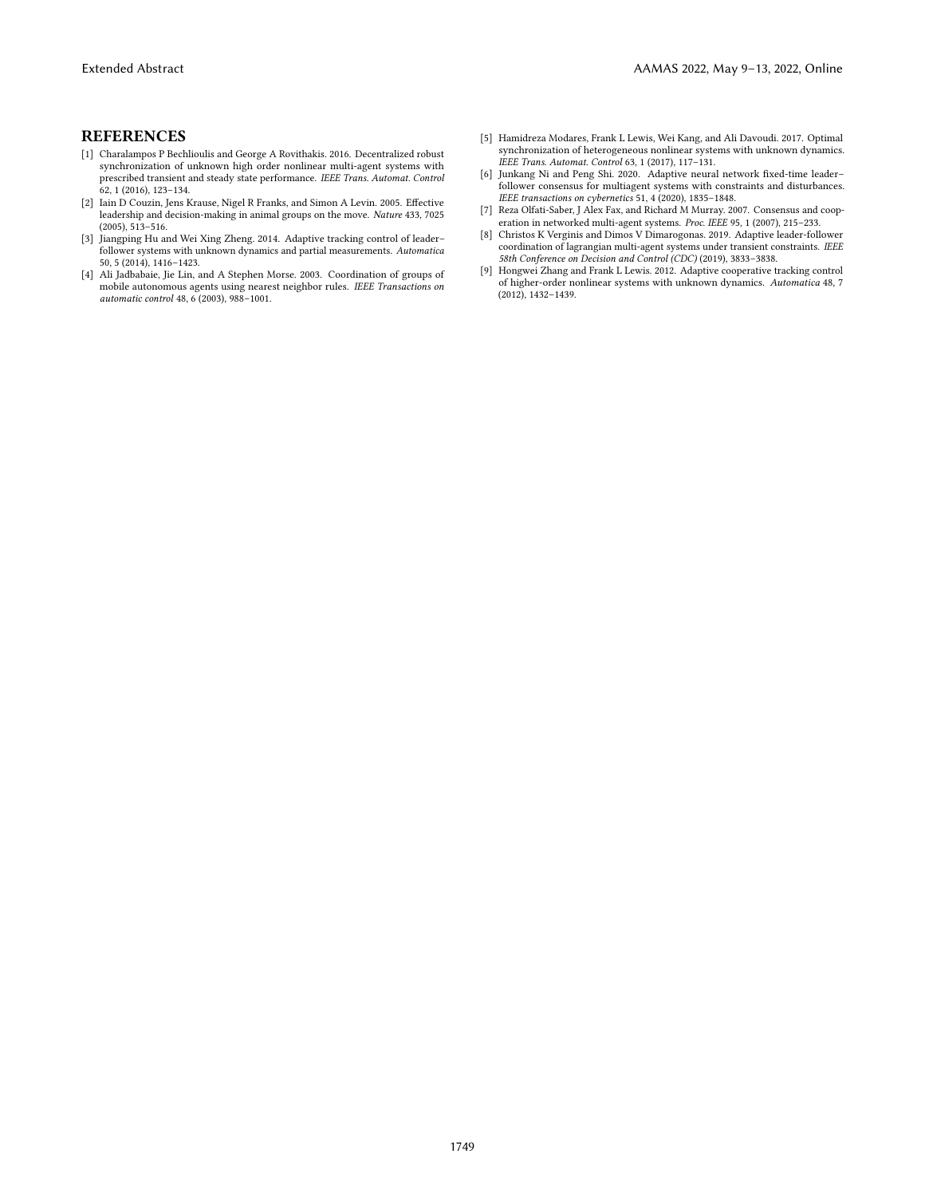## REFERENCES

[1] Charalampos P Bechlioulis and George A Rovithakis. 2016. Decentralized robust synchronization of unknown high order nonlinear multi-agent systems with prescribed transient and steady state performance. *IEEE Trans. Automat. Control* 62, 1 (2016), 123–134.

[2] Iain D Couzin, Jens Krause, Nigel R Franks, and Simon A Levin. 2005. Effective leadership and decision-making in animal groups on the move. *Nature* 433, 7025 (2005), 513–516.

[3] Jiangping Hu and Wei Xing Zheng. 2014. Adaptive tracking control of leader–follower systems with unknown dynamics and partial measurements. *Automatica* 50, 5 (2014), 1416–1423.

[4] Ali Jadbabaie, Jie Lin, and A Stephen Morse. 2003. Coordination of groups of mobile autonomous agents using nearest neighbor rules. *IEEE Transactions on automatic control* 48, 6 (2003), 988–1001.

[5] Hamidreza Modares, Frank L Lewis, Wei Kang, and Ali Davoudi. 2017. Optimal synchronization of heterogeneous nonlinear systems with unknown dynamics. *IEEE Trans. Automat. Control* 63, 1 (2017), 117–131.

[6] Junkang Ni and Peng Shi. 2020. Adaptive neural network fixed-time leader–follower consensus for multiagent systems with constraints and disturbances. *IEEE transactions on cybernetics* 51, 4 (2020), 1835–1848.

[7] Reza Olfati-Saber, J Alex Fax, and Richard M Murray. 2007. Consensus and cooperation in networked multi-agent systems. *Proc. IEEE* 95, 1 (2007), 215–233.

[8] Christos K Verginis and Dimos V Dimarogonas. 2019. Adaptive leader-follower coordination of lagrangian multi-agent systems under transient constraints. *IEEE 58th Conference on Decision and Control (CDC)* (2019), 3833–3838.

[9] Hongwei Zhang and Frank L Lewis. 2012. Adaptive cooperative tracking control of higher-order nonlinear systems with unknown dynamics. *Automatica* 48, 7 (2012), 1432–1439.